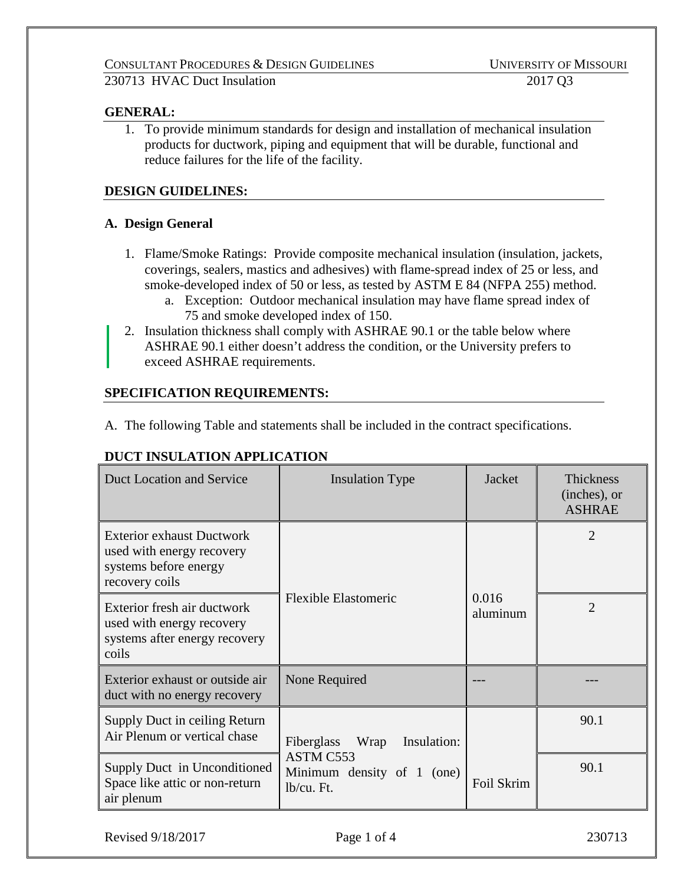## GENERAL:

1. To provide minimum standards for design and installation of mechanical insulation products for ductwork, piping and equipment that will be durable, functional and reduce failures for the life of the facility.

## DESIGN GUIDELINES:

### A. Design General

1. Flame/Smoke Ratings: Provide composite mechanical insulation (insulation, jackets, coverings, sealers, mastics and adhesives) with flame-spread index of 25 or less, and smoke-developed index of 50 or less, as tested by ASTM E 84 (NFPA 255) method.
   a. Exception: Outdoor mechanical insulation may have flame spread index of 75 and smoke developed index of 150.
2. Insulation thickness shall comply with ASHRAE 90.1 or the table below where ASHRAE 90.1 either doesn't address the condition, or the University prefers to exceed ASHRAE requirements.

## SPECIFICATION REQUIREMENTS:

A. The following Table and statements shall be included in the contract specifications.

**DUCT INSULATION APPLICATION**

| Duct Location and Service | Insulation Type | Jacket | Thickness (inches), or ASHRAE |
|---|---|---|---|
| Exterior exhaust Ductwork used with energy recovery systems before energy recovery coils | Flexible Elastomeric | 0.016 aluminum | 2 |
| Exterior fresh air ductwork used with energy recovery systems after energy recovery coils | | | 2 |
| Exterior exhaust or outside air duct with no energy recovery | None Required | --- | --- |
| Supply Duct in ceiling Return Air Plenum or vertical chase | Fiberglass Wrap Insulation: ASTM C553 Minimum density of 1 (one) lb/cu. Ft. | Foil Skrim | 90.1 |
| Supply Duct in Unconditioned Space like attic or non-return air plenum | | | 90.1 |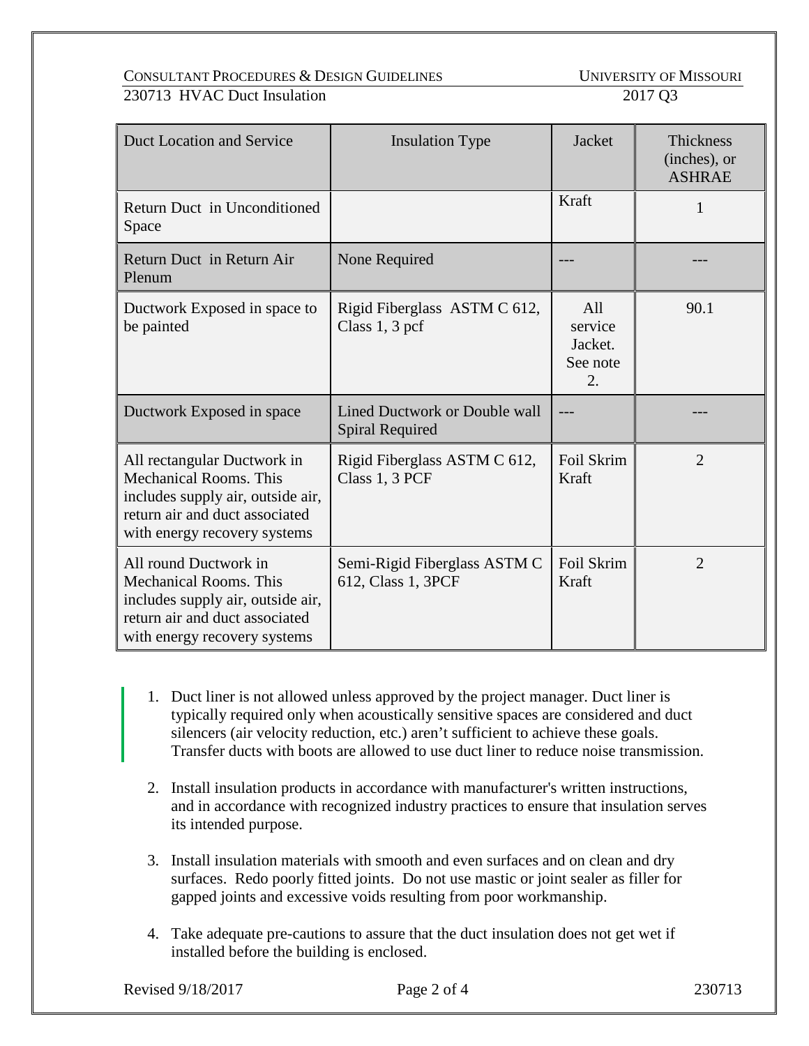| Duct Location and Service | Insulation Type | Jacket | Thickness (inches), or ASHRAE |
|---|---|---|---|
| Return Duct in Unconditioned Space | | Kraft | 1 |
| Return Duct in Return Air Plenum | None Required | --- | --- |
| Ductwork Exposed in space to be painted | Rigid Fiberglass ASTM C 612, Class 1, 3 pcf | All service Jacket. See note 2. | 90.1 |
| Ductwork Exposed in space | Lined Ductwork or Double wall Spiral Required | --- | --- |
| All rectangular Ductwork in Mechanical Rooms. This includes supply air, outside air, return air and duct associated with energy recovery systems | Rigid Fiberglass ASTM C 612, Class 1, 3 PCF | Foil Skrim Kraft | 2 |
| All round Ductwork in Mechanical Rooms. This includes supply air, outside air, return air and duct associated with energy recovery systems | Semi-Rigid Fiberglass ASTM C 612, Class 1, 3PCF | Foil Skrim Kraft | 2 |

1. Duct liner is not allowed unless approved by the project manager. Duct liner is typically required only when acoustically sensitive spaces are considered and duct silencers (air velocity reduction, etc.) aren't sufficient to achieve these goals. Transfer ducts with boots are allowed to use duct liner to reduce noise transmission.

2. Install insulation products in accordance with manufacturer's written instructions, and in accordance with recognized industry practices to ensure that insulation serves its intended purpose.

3. Install insulation materials with smooth and even surfaces and on clean and dry surfaces. Redo poorly fitted joints. Do not use mastic or joint sealer as filler for gapped joints and excessive voids resulting from poor workmanship.

4. Take adequate pre-cautions to assure that the duct insulation does not get wet if installed before the building is enclosed.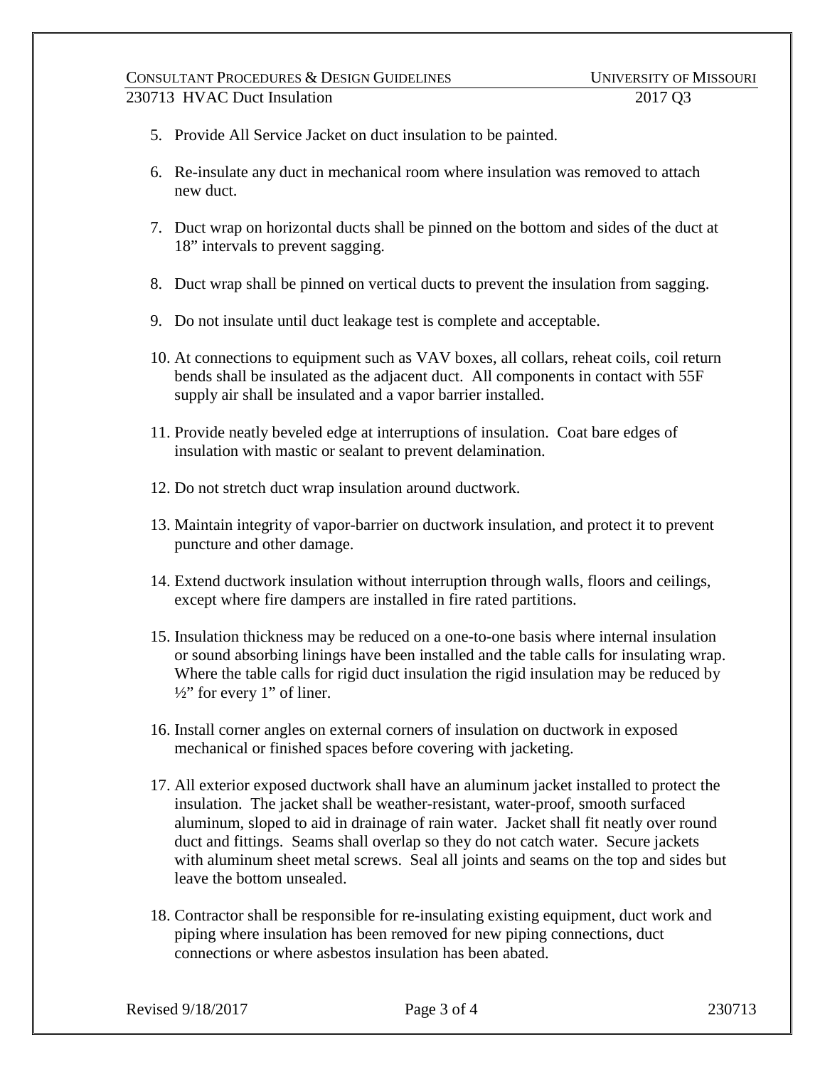5. Provide All Service Jacket on duct insulation to be painted.

6. Re-insulate any duct in mechanical room where insulation was removed to attach new duct.

7. Duct wrap on horizontal ducts shall be pinned on the bottom and sides of the duct at 18” intervals to prevent sagging.

8. Duct wrap shall be pinned on vertical ducts to prevent the insulation from sagging.

9. Do not insulate until duct leakage test is complete and acceptable.

10. At connections to equipment such as VAV boxes, all collars, reheat coils, coil return bends shall be insulated as the adjacent duct. All components in contact with 55F supply air shall be insulated and a vapor barrier installed.

11. Provide neatly beveled edge at interruptions of insulation. Coat bare edges of insulation with mastic or sealant to prevent delamination.

12. Do not stretch duct wrap insulation around ductwork.

13. Maintain integrity of vapor-barrier on ductwork insulation, and protect it to prevent puncture and other damage.

14. Extend ductwork insulation without interruption through walls, floors and ceilings, except where fire dampers are installed in fire rated partitions.

15. Insulation thickness may be reduced on a one-to-one basis where internal insulation or sound absorbing linings have been installed and the table calls for insulating wrap. Where the table calls for rigid duct insulation the rigid insulation may be reduced by ½” for every 1” of liner.

16. Install corner angles on external corners of insulation on ductwork in exposed mechanical or finished spaces before covering with jacketing.

17. All exterior exposed ductwork shall have an aluminum jacket installed to protect the insulation. The jacket shall be weather-resistant, water-proof, smooth surfaced aluminum, sloped to aid in drainage of rain water. Jacket shall fit neatly over round duct and fittings. Seams shall overlap so they do not catch water. Secure jackets with aluminum sheet metal screws. Seal all joints and seams on the top and sides but leave the bottom unsealed.

18. Contractor shall be responsible for re-insulating existing equipment, duct work and piping where insulation has been removed for new piping connections, duct connections or where asbestos insulation has been abated.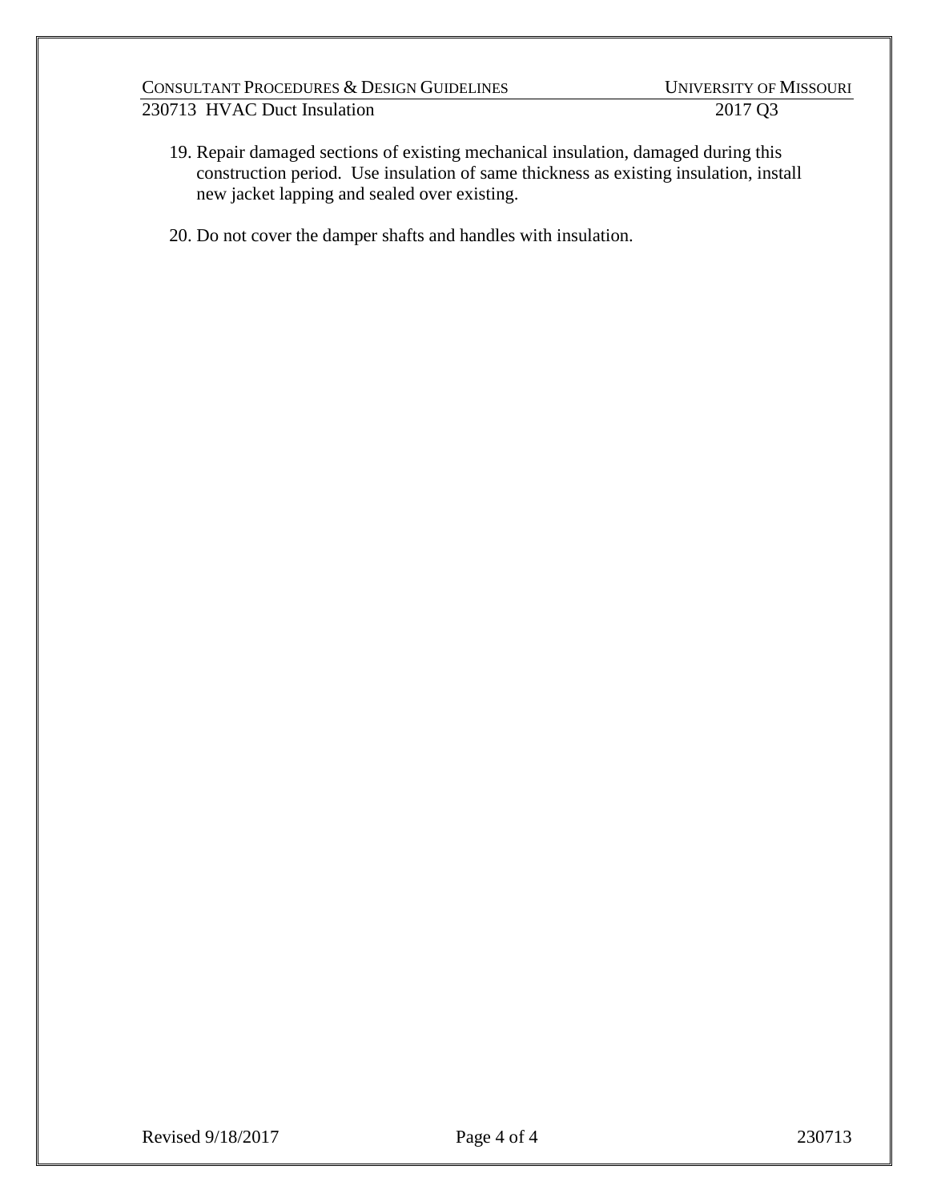19. Repair damaged sections of existing mechanical insulation, damaged during this construction period. Use insulation of same thickness as existing insulation, install new jacket lapping and sealed over existing.

20. Do not cover the damper shafts and handles with insulation.